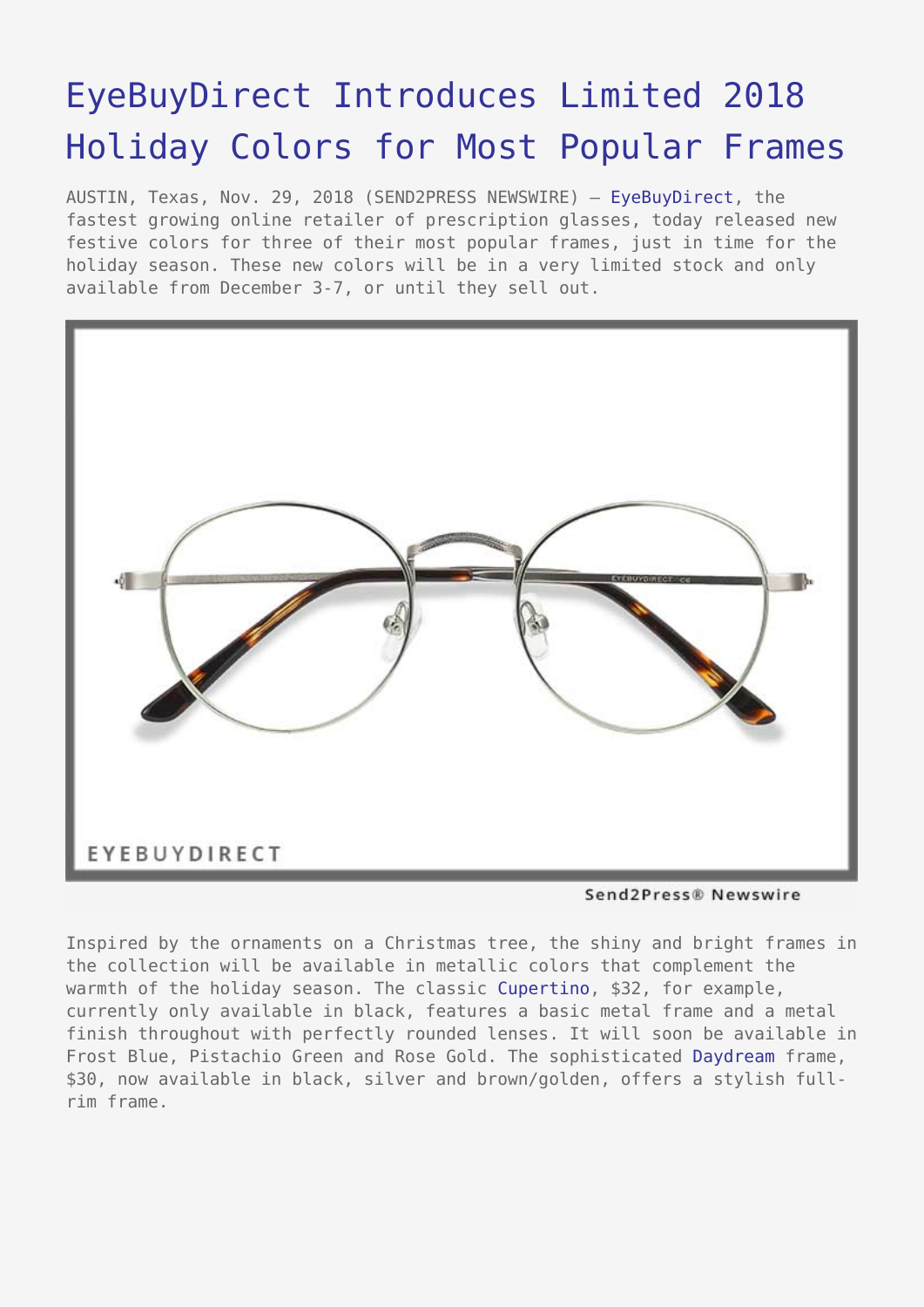# EyeBuyDirect Introduces Limited 2018 Holiday Colors for Most Popular Frames

AUSTIN, Texas, Nov. 29, 2018 (SEND2PRESS NEWSWIRE) — EyeBuyDirect, the fastest growing online retailer of prescription glasses, today released new festive colors for three of their most popular frames, just in time for the holiday season. These new colors will be in a very limited stock and only available from December 3-7, or until they sell out.

Inspired by the ornaments on a Christmas tree, the shiny and bright frames in the collection will be available in metallic colors that complement the warmth of the holiday season. The classic Cupertino, $32, for example, currently only available in black, features a basic metal frame and a metal finish throughout with perfectly rounded lenses. It will soon be available in Frost Blue, Pistachio Green and Rose Gold. The sophisticated Daydream frame, $30, now available in black, silver and brown/golden, offers a stylish full-rim frame.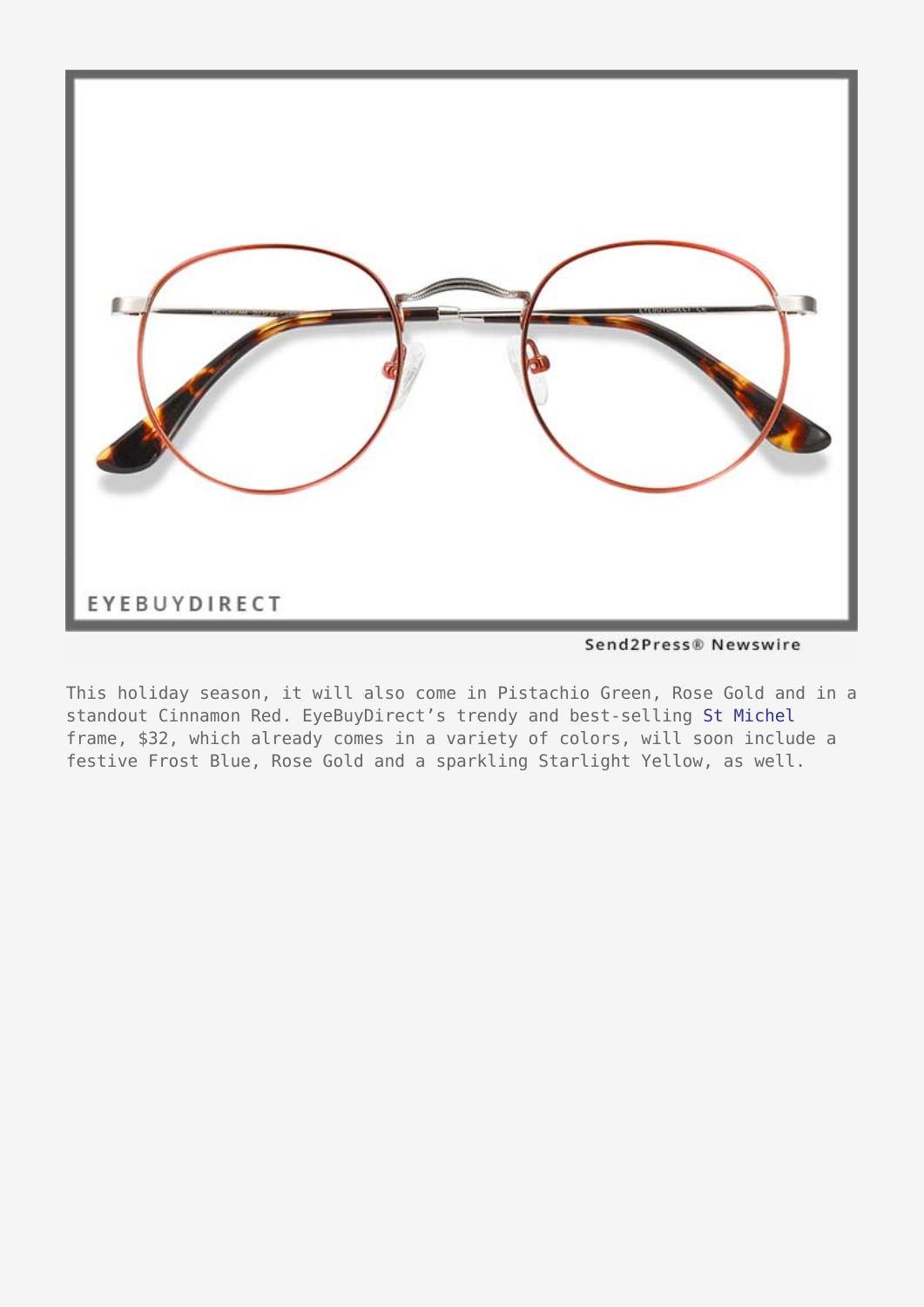This holiday season, it will also come in Pistachio Green, Rose Gold and in a standout Cinnamon Red. EyeBuyDirect's trendy and best-selling St Michel frame, $32, which already comes in a variety of colors, will soon include a festive Frost Blue, Rose Gold and a sparkling Starlight Yellow, as well.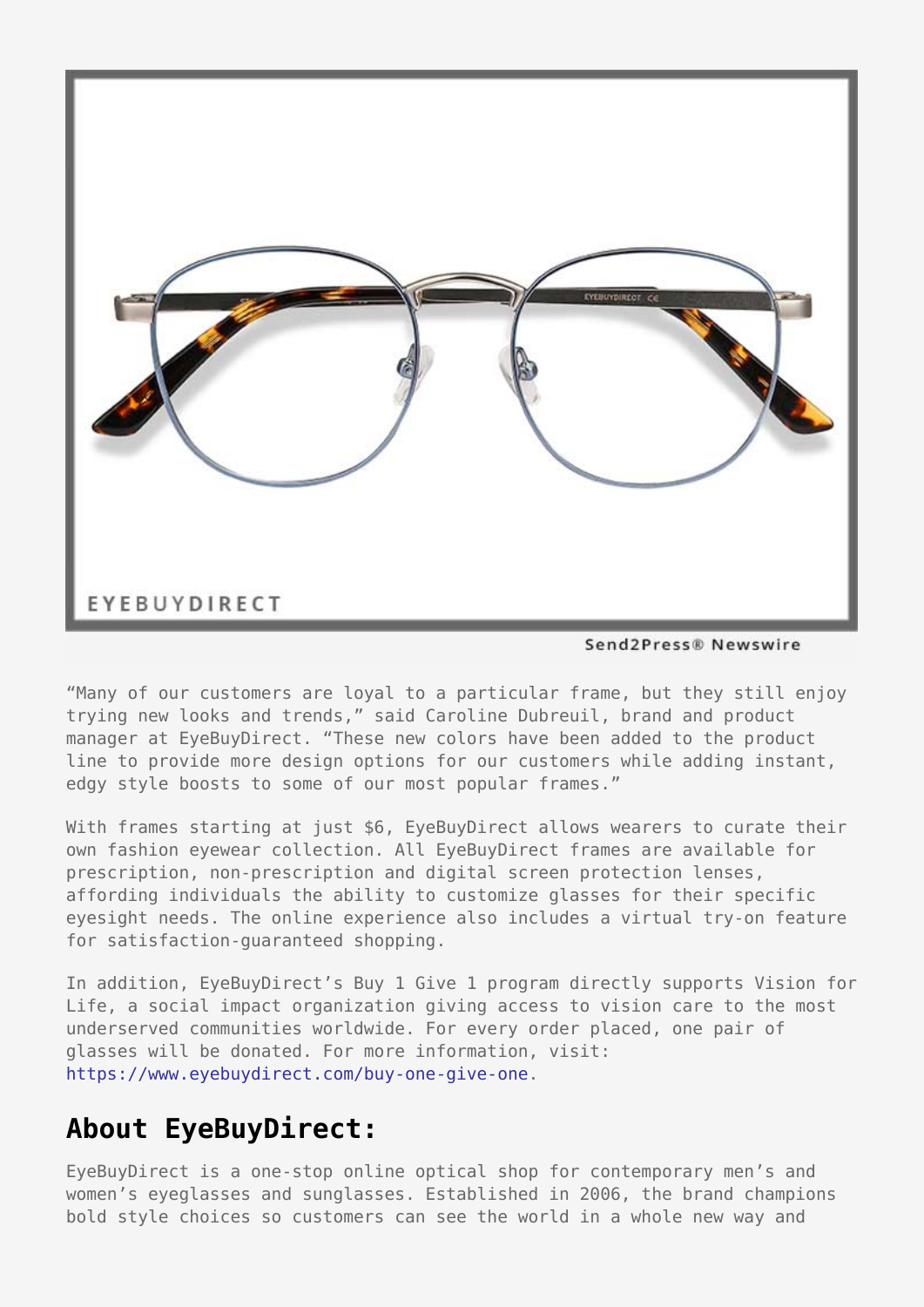"Many of our customers are loyal to a particular frame, but they still enjoy trying new looks and trends," said Caroline Dubreuil, brand and product manager at EyeBuyDirect. "These new colors have been added to the product line to provide more design options for our customers while adding instant, edgy style boosts to some of our most popular frames."

With frames starting at just $6, EyeBuyDirect allows wearers to curate their own fashion eyewear collection. All EyeBuyDirect frames are available for prescription, non-prescription and digital screen protection lenses, affording individuals the ability to customize glasses for their specific eyesight needs. The online experience also includes a virtual try-on feature for satisfaction-guaranteed shopping.

In addition, EyeBuyDirect's Buy 1 Give 1 program directly supports Vision for Life, a social impact organization giving access to vision care to the most underserved communities worldwide. For every order placed, one pair of glasses will be donated. For more information, visit: https://www.eyebuydirect.com/buy-one-give-one.

## About EyeBuyDirect:

EyeBuyDirect is a one-stop online optical shop for contemporary men's and women's eyeglasses and sunglasses. Established in 2006, the brand champions bold style choices so customers can see the world in a whole new way and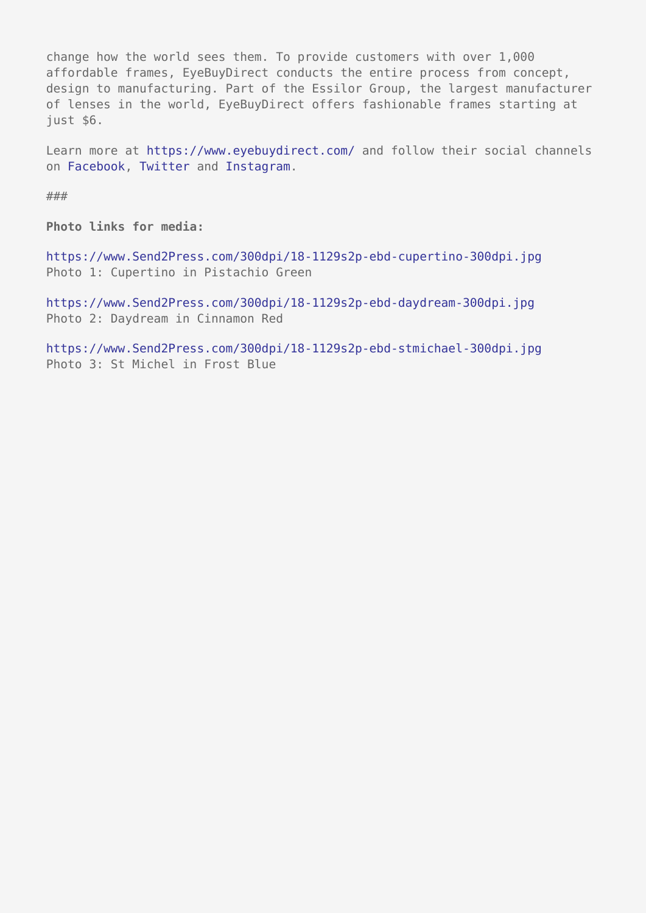change how the world sees them. To provide customers with over 1,000 affordable frames, EyeBuyDirect conducts the entire process from concept, design to manufacturing. Part of the Essilor Group, the largest manufacturer of lenses in the world, EyeBuyDirect offers fashionable frames starting at just $6.

Learn more at https://www.eyebuydirect.com/ and follow their social channels on Facebook, Twitter and Instagram.

###

**Photo links for media:**

https://www.Send2Press.com/300dpi/18-1129s2p-ebd-cupertino-300dpi.jpg
Photo 1: Cupertino in Pistachio Green

https://www.Send2Press.com/300dpi/18-1129s2p-ebd-daydream-300dpi.jpg
Photo 2: Daydream in Cinnamon Red

https://www.Send2Press.com/300dpi/18-1129s2p-ebd-stmichael-300dpi.jpg
Photo 3: St Michel in Frost Blue